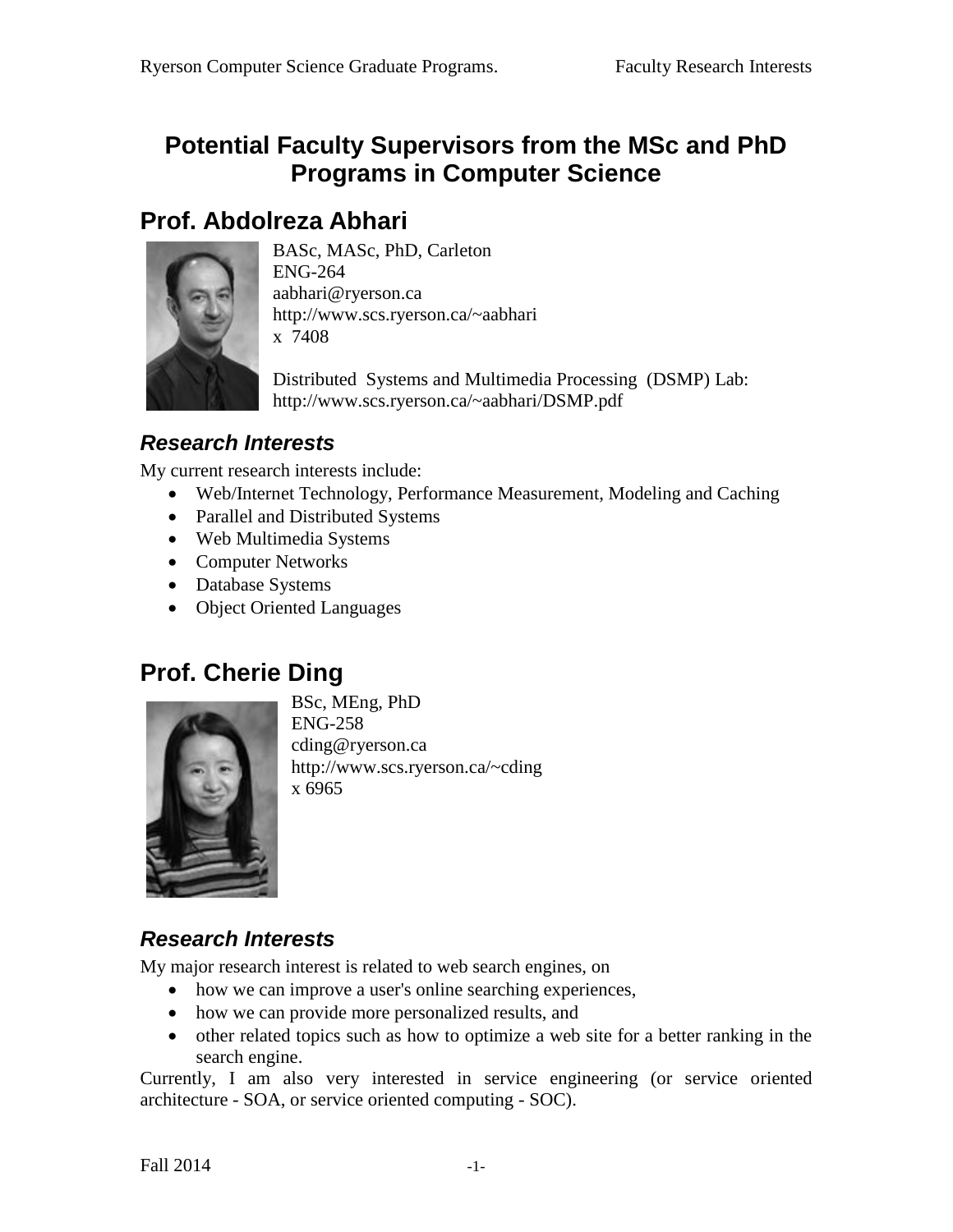# Potential Faculty Supervisors from the MSc and PhD Programs in Computer Science

## Prof. Abdolreza Abhari

BASc, MASc, PhD, Carleton
ENG-264
aabhari@ryerson.ca
http://www.scs.ryerson.ca/~aabhari
x 7408

Distributed Systems and Multimedia Processing (DSMP) Lab:
http://www.scs.ryerson.ca/~aabhari/DSMP.pdf

### *Research Interests*

My current research interests include:

- Web/Internet Technology, Performance Measurement, Modeling and Caching
- Parallel and Distributed Systems
- Web Multimedia Systems
- Computer Networks
- Database Systems
- Object Oriented Languages

## Prof. Cherie Ding

BSc, MEng, PhD
ENG-258
cding@ryerson.ca
http://www.scs.ryerson.ca/~cding
x 6965

### *Research Interests*

My major research interest is related to web search engines, on

- how we can improve a user's online searching experiences,
- how we can provide more personalized results, and
- other related topics such as how to optimize a web site for a better ranking in the search engine.

Currently, I am also very interested in service engineering (or service oriented architecture - SOA, or service oriented computing - SOC).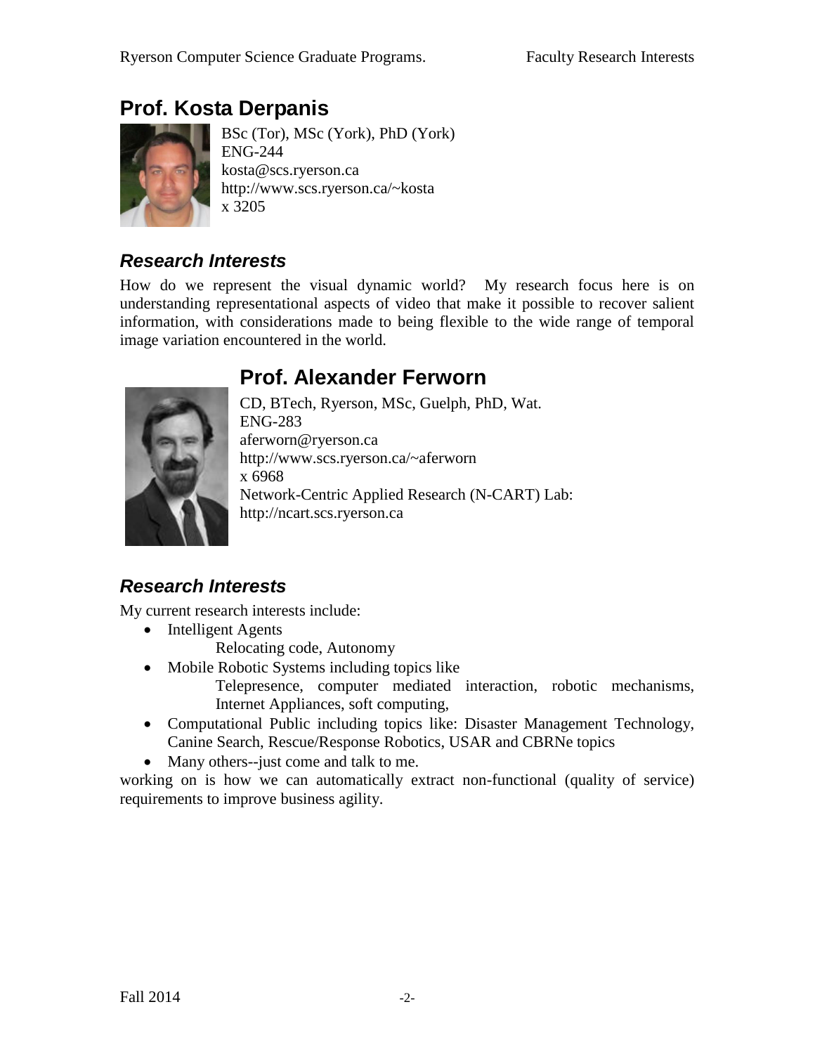## Prof. Kosta Derpanis

BSc (Tor), MSc (York), PhD (York)
ENG-244
kosta@scs.ryerson.ca
http://www.scs.ryerson.ca/~kosta
x 3205

### *Research Interests*

How do we represent the visual dynamic world? My research focus here is on understanding representational aspects of video that make it possible to recover salient information, with considerations made to being flexible to the wide range of temporal image variation encountered in the world.

## Prof. Alexander Ferworn

CD, BTech, Ryerson, MSc, Guelph, PhD, Wat.
ENG-283
aferworn@ryerson.ca
http://www.scs.ryerson.ca/~aferworn
x 6968
Network-Centric Applied Research (N-CART) Lab:
http://ncart.scs.ryerson.ca

### *Research Interests*

My current research interests include:

- Intelligent Agents
  - Relocating code, Autonomy
- Mobile Robotic Systems including topics like
  - Telepresence, computer mediated interaction, robotic mechanisms, Internet Appliances, soft computing,
- Computational Public including topics like: Disaster Management Technology, Canine Search, Rescue/Response Robotics, USAR and CBRNe topics
- Many others--just come and talk to me.

working on is how we can automatically extract non-functional (quality of service) requirements to improve business agility.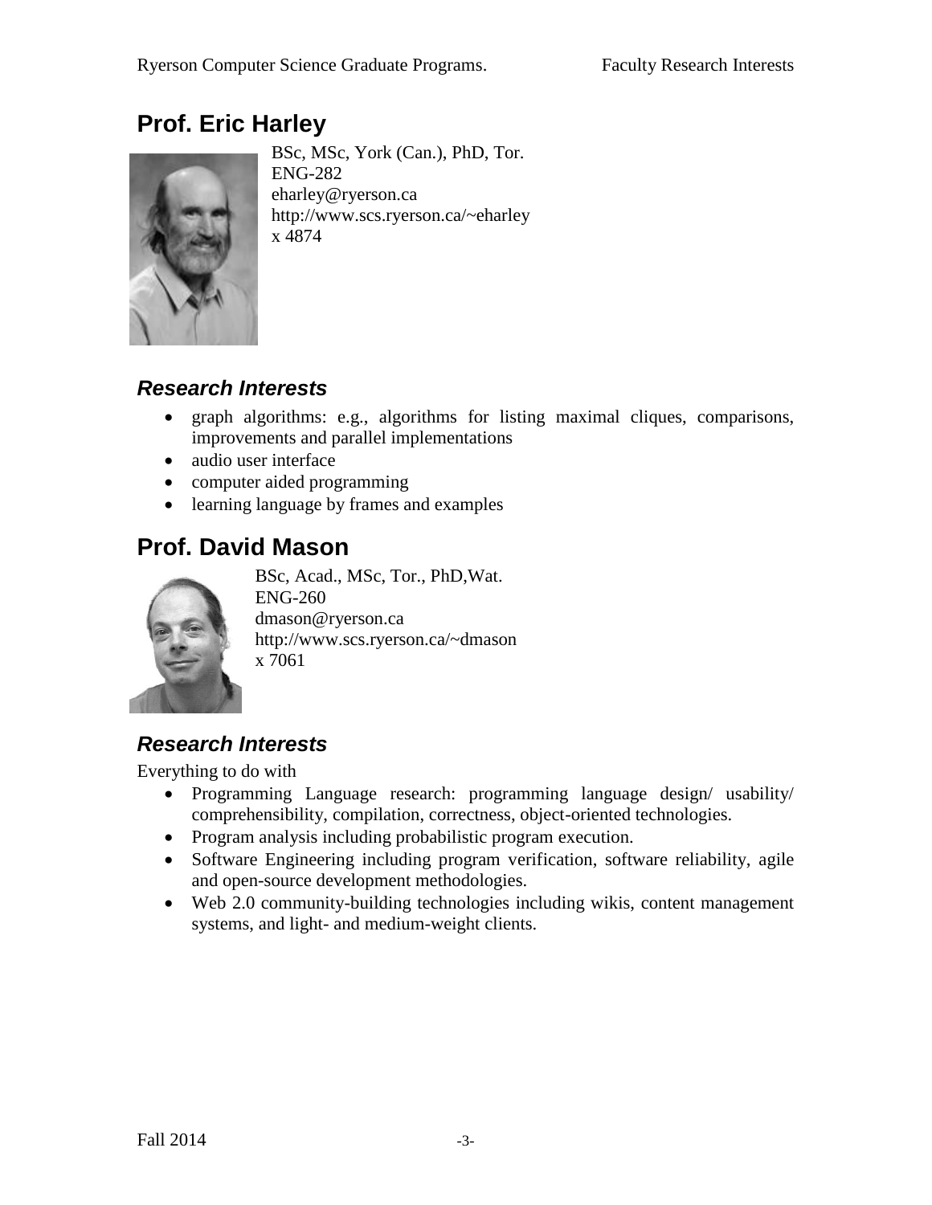# Prof. Eric Harley

BSc, MSc, York (Can.), PhD, Tor.
ENG-282
eharley@ryerson.ca
http://www.scs.ryerson.ca/~eharley
x 4874

## *Research Interests*

- graph algorithms: e.g., algorithms for listing maximal cliques, comparisons, improvements and parallel implementations
- audio user interface
- computer aided programming
- learning language by frames and examples

# Prof. David Mason

BSc, Acad., MSc, Tor., PhD,Wat.
ENG-260
dmason@ryerson.ca
http://www.scs.ryerson.ca/~dmason
x 7061

## *Research Interests*

Everything to do with

- Programming Language research: programming language design/ usability/ comprehensibility, compilation, correctness, object-oriented technologies.
- Program analysis including probabilistic program execution.
- Software Engineering including program verification, software reliability, agile and open-source development methodologies.
- Web 2.0 community-building technologies including wikis, content management systems, and light- and medium-weight clients.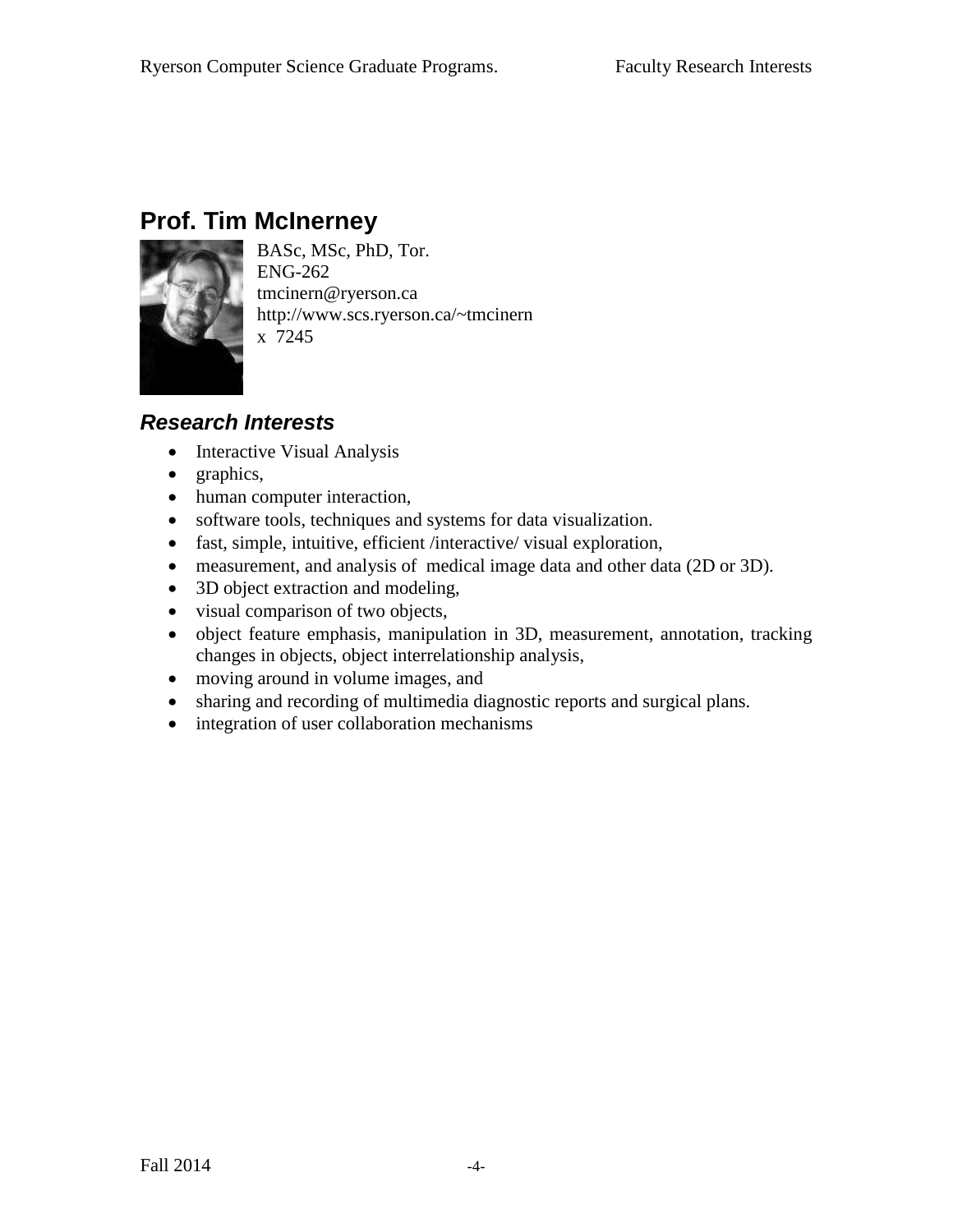## Prof. Tim McInerney

BASc, MSc, PhD, Tor.
ENG-262
tmcinern@ryerson.ca
http://www.scs.ryerson.ca/~tmcinern
x 7245

### *Research Interests*

- Interactive Visual Analysis
- graphics,
- human computer interaction,
- software tools, techniques and systems for data visualization.
- fast, simple, intuitive, efficient /interactive/ visual exploration,
- measurement, and analysis of medical image data and other data (2D or 3D).
- 3D object extraction and modeling,
- visual comparison of two objects,
- object feature emphasis, manipulation in 3D, measurement, annotation, tracking changes in objects, object interrelationship analysis,
- moving around in volume images, and
- sharing and recording of multimedia diagnostic reports and surgical plans.
- integration of user collaboration mechanisms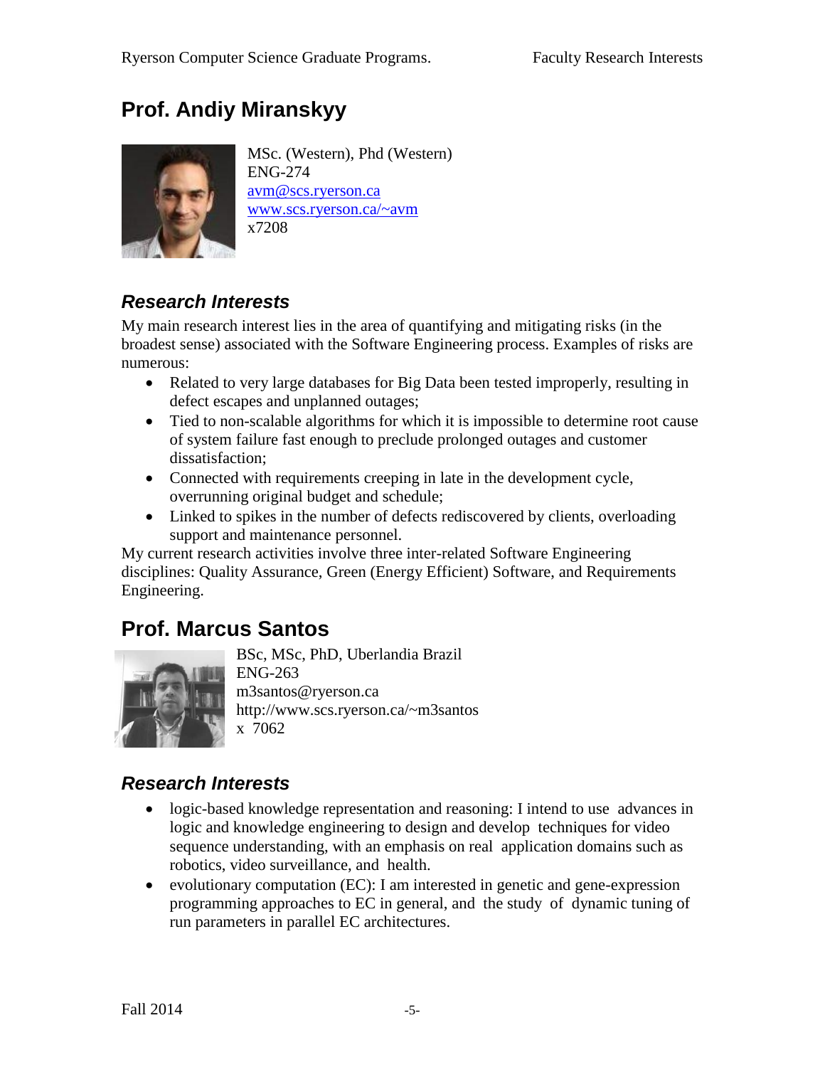## Prof. Andiy Miranskyy

MSc. (Western), Phd (Western)
ENG-274
avm@scs.ryerson.ca
www.scs.ryerson.ca/~avm
x7208

### *Research Interests*

My main research interest lies in the area of quantifying and mitigating risks (in the broadest sense) associated with the Software Engineering process. Examples of risks are numerous:

- Related to very large databases for Big Data been tested improperly, resulting in defect escapes and unplanned outages;
- Tied to non-scalable algorithms for which it is impossible to determine root cause of system failure fast enough to preclude prolonged outages and customer dissatisfaction;
- Connected with requirements creeping in late in the development cycle, overrunning original budget and schedule;
- Linked to spikes in the number of defects rediscovered by clients, overloading support and maintenance personnel.

My current research activities involve three inter-related Software Engineering disciplines: Quality Assurance, Green (Energy Efficient) Software, and Requirements Engineering.

## Prof. Marcus Santos

BSc, MSc, PhD, Uberlandia Brazil
ENG-263
m3santos@ryerson.ca
http://www.scs.ryerson.ca/~m3santos
x 7062

### *Research Interests*

- logic-based knowledge representation and reasoning: I intend to use advances in logic and knowledge engineering to design and develop techniques for video sequence understanding, with an emphasis on real application domains such as robotics, video surveillance, and health.
- evolutionary computation (EC): I am interested in genetic and gene-expression programming approaches to EC in general, and the study of dynamic tuning of run parameters in parallel EC architectures.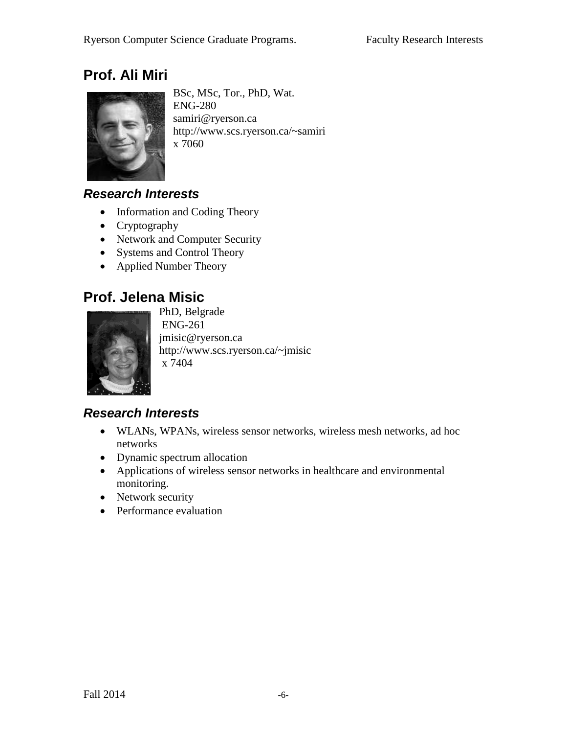## Prof. Ali Miri

BSc, MSc, Tor., PhD, Wat.
ENG-280
samiri@ryerson.ca
http://www.scs.ryerson.ca/~samiri
x 7060

### *Research Interests*

- Information and Coding Theory
- Cryptography
- Network and Computer Security
- Systems and Control Theory
- Applied Number Theory

## Prof. Jelena Misic

PhD, Belgrade
ENG-261
jmisic@ryerson.ca
http://www.scs.ryerson.ca/~jmisic
x 7404

### *Research Interests*

- WLANs, WPANs, wireless sensor networks, wireless mesh networks, ad hoc networks
- Dynamic spectrum allocation
- Applications of wireless sensor networks in healthcare and environmental monitoring.
- Network security
- Performance evaluation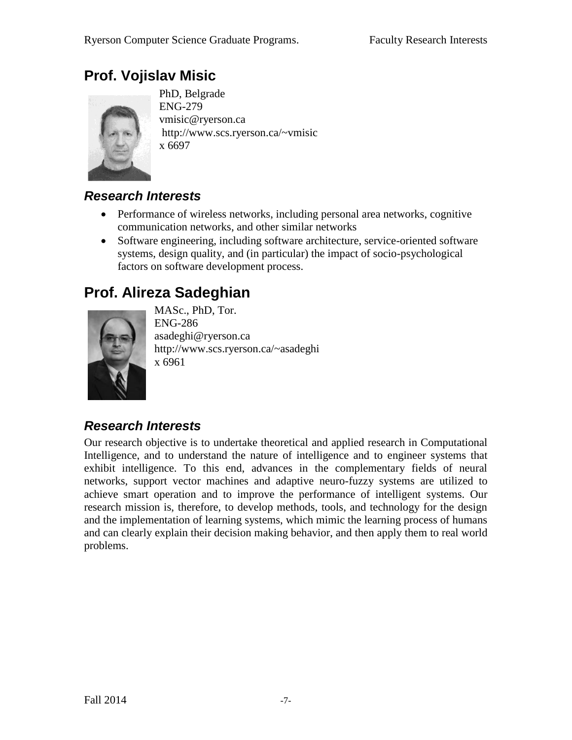## Prof. Vojislav Misic

PhD, Belgrade
ENG-279
vmisic@ryerson.ca
http://www.scs.ryerson.ca/~vmisic
x 6697

### *Research Interests*

- Performance of wireless networks, including personal area networks, cognitive communication networks, and other similar networks
- Software engineering, including software architecture, service-oriented software systems, design quality, and (in particular) the impact of socio-psychological factors on software development process.

## Prof. Alireza Sadeghian

MASc., PhD, Tor.
ENG-286
asadeghi@ryerson.ca
http://www.scs.ryerson.ca/~asadeghi
x 6961

### *Research Interests*

Our research objective is to undertake theoretical and applied research in Computational Intelligence, and to understand the nature of intelligence and to engineer systems that exhibit intelligence. To this end, advances in the complementary fields of neural networks, support vector machines and adaptive neuro-fuzzy systems are utilized to achieve smart operation and to improve the performance of intelligent systems. Our research mission is, therefore, to develop methods, tools, and technology for the design and the implementation of learning systems, which mimic the learning process of humans and can clearly explain their decision making behavior, and then apply them to real world problems.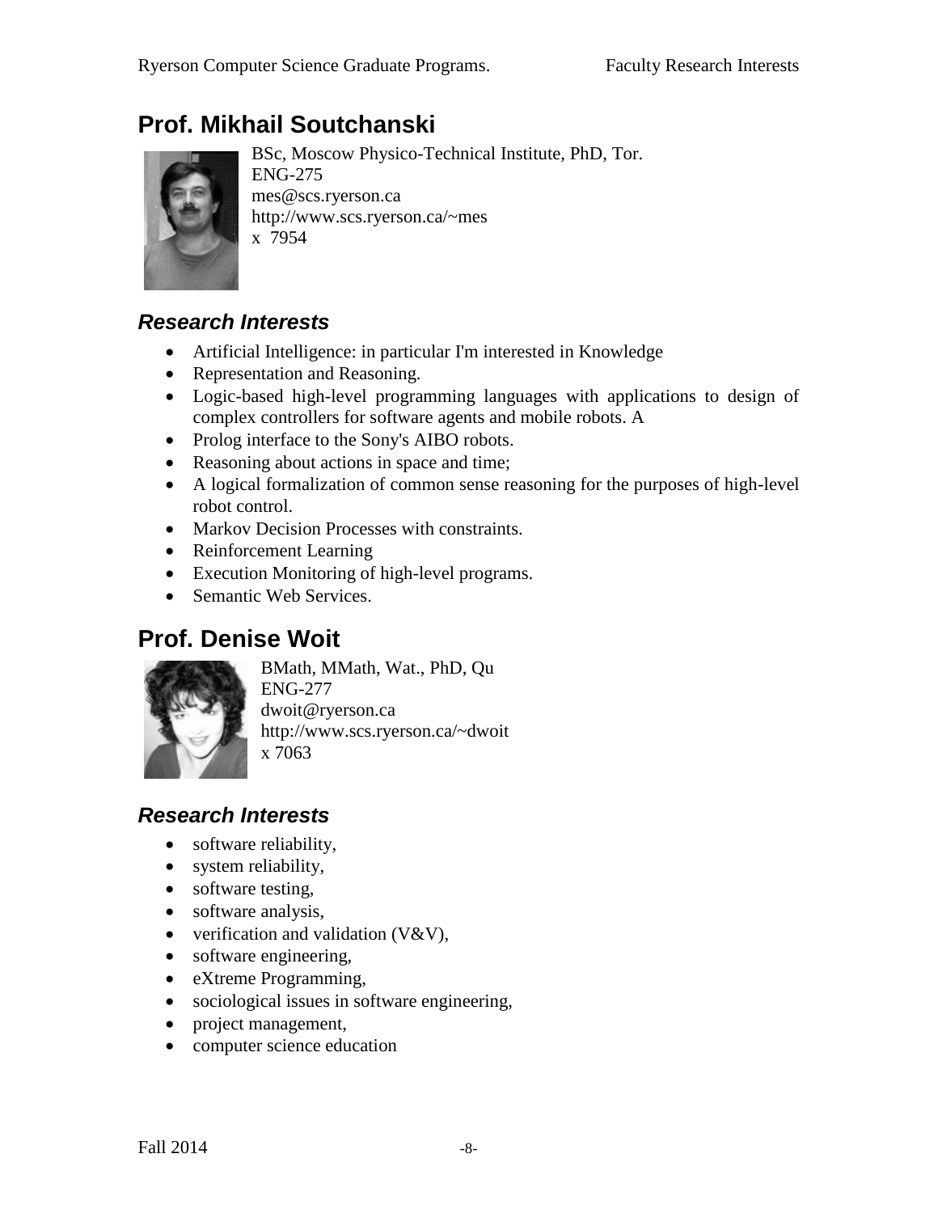## Prof. Mikhail Soutchanski

BSc, Moscow Physico-Technical Institute, PhD, Tor.
ENG-275
mes@scs.ryerson.ca
http://www.scs.ryerson.ca/~mes
x 7954

### *Research Interests*

- Artificial Intelligence: in particular I'm interested in Knowledge
- Representation and Reasoning.
- Logic-based high-level programming languages with applications to design of complex controllers for software agents and mobile robots. A
- Prolog interface to the Sony's AIBO robots.
- Reasoning about actions in space and time;
- A logical formalization of common sense reasoning for the purposes of high-level robot control.
- Markov Decision Processes with constraints.
- Reinforcement Learning
- Execution Monitoring of high-level programs.
- Semantic Web Services.

## Prof. Denise Woit

BMath, MMath, Wat., PhD, Qu
ENG-277
dwoit@ryerson.ca
http://www.scs.ryerson.ca/~dwoit
x 7063

### *Research Interests*

- software reliability,
- system reliability,
- software testing,
- software analysis,
- verification and validation (V&V),
- software engineering,
- eXtreme Programming,
- sociological issues in software engineering,
- project management,
- computer science education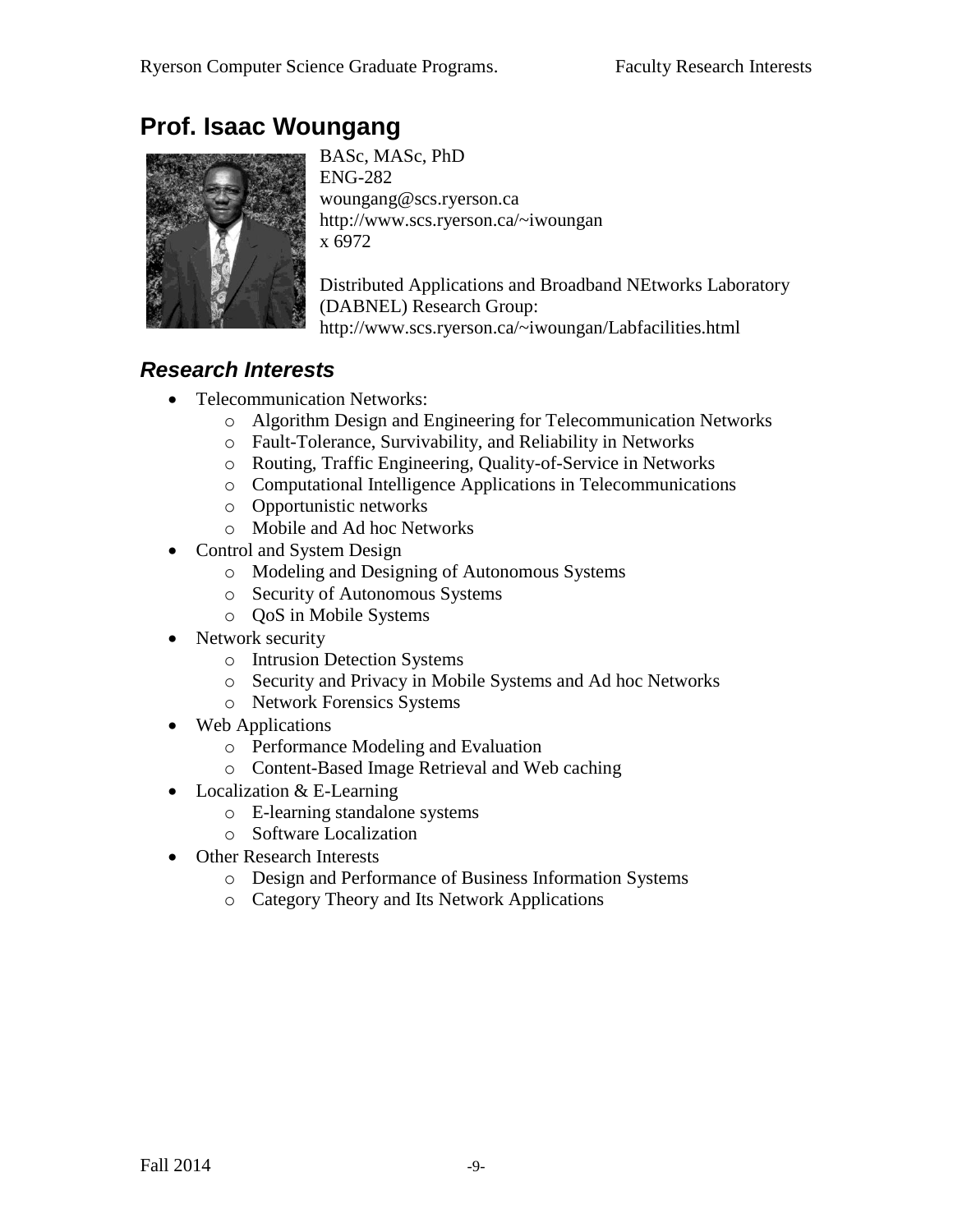# Prof. Isaac Woungang

BASc, MASc, PhD
ENG-282
woungang@scs.ryerson.ca
http://www.scs.ryerson.ca/~iwoungan
x 6972

Distributed Applications and Broadband NEtworks Laboratory (DABNEL) Research Group:
http://www.scs.ryerson.ca/~iwoungan/Labfacilities.html

## *Research Interests*

- Telecommunication Networks:
  - Algorithm Design and Engineering for Telecommunication Networks
  - Fault-Tolerance, Survivability, and Reliability in Networks
  - Routing, Traffic Engineering, Quality-of-Service in Networks
  - Computational Intelligence Applications in Telecommunications
  - Opportunistic networks
  - Mobile and Ad hoc Networks
- Control and System Design
  - Modeling and Designing of Autonomous Systems
  - Security of Autonomous Systems
  - QoS in Mobile Systems
- Network security
  - Intrusion Detection Systems
  - Security and Privacy in Mobile Systems and Ad hoc Networks
  - Network Forensics Systems
- Web Applications
  - Performance Modeling and Evaluation
  - Content-Based Image Retrieval and Web caching
- Localization & E-Learning
  - E-learning standalone systems
  - Software Localization
- Other Research Interests
  - Design and Performance of Business Information Systems
  - Category Theory and Its Network Applications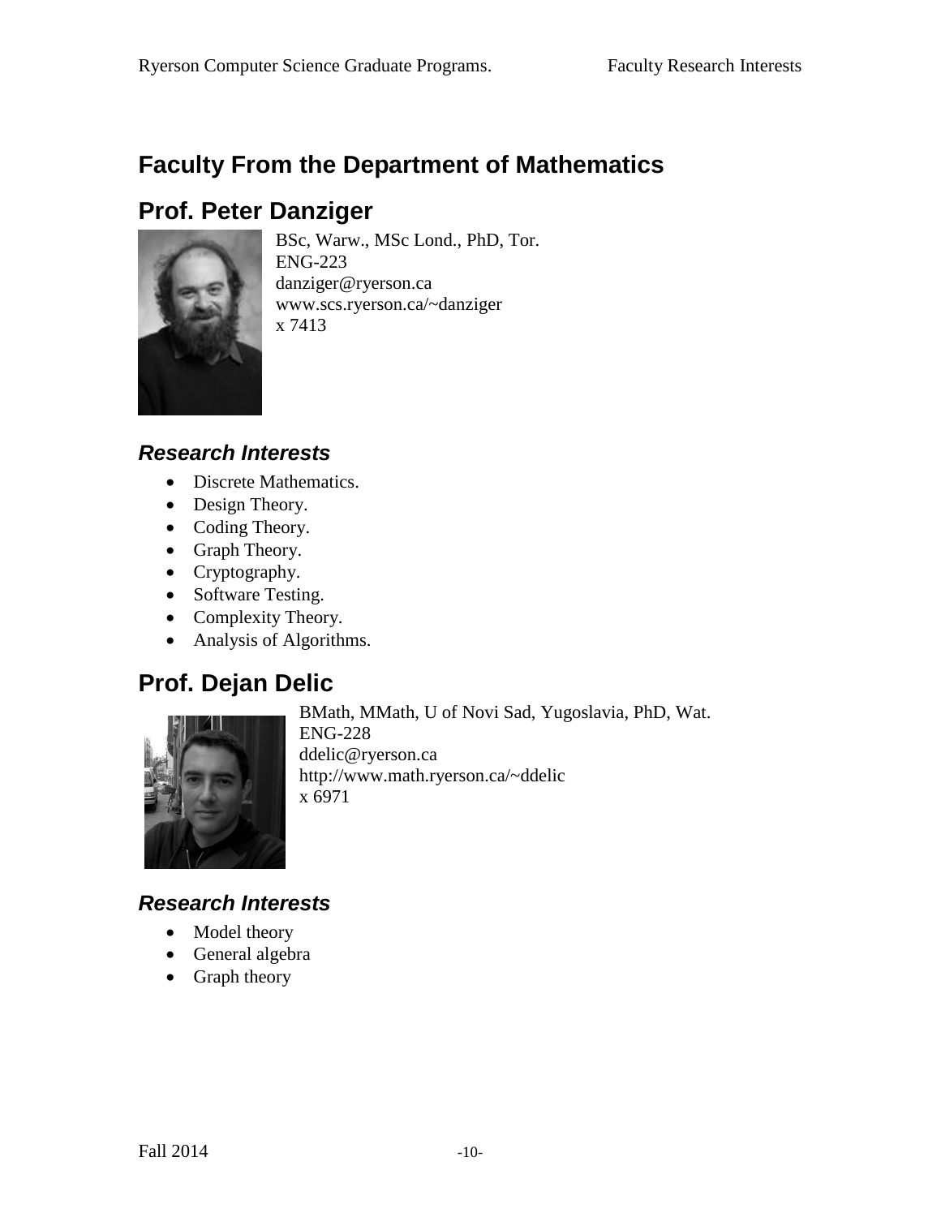# Faculty From the Department of Mathematics

## Prof. Peter Danziger

BSc, Warw., MSc Lond., PhD, Tor.
ENG-223
danziger@ryerson.ca
www.scs.ryerson.ca/~danziger
x 7413

### *Research Interests*

- Discrete Mathematics.
- Design Theory.
- Coding Theory.
- Graph Theory.
- Cryptography.
- Software Testing.
- Complexity Theory.
- Analysis of Algorithms.

## Prof. Dejan Delic

BMath, MMath, U of Novi Sad, Yugoslavia, PhD, Wat.
ENG-228
ddelic@ryerson.ca
http://www.math.ryerson.ca/~ddelic
x 6971

### *Research Interests*

- Model theory
- General algebra
- Graph theory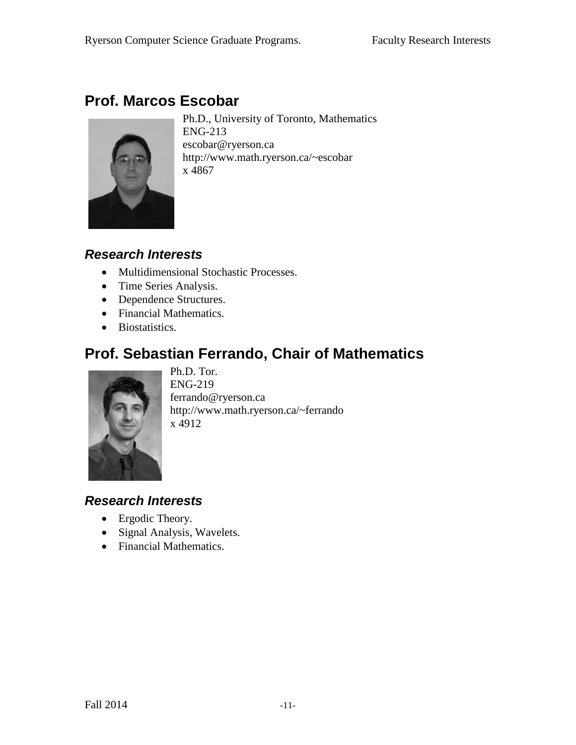## Prof. Marcos Escobar

Ph.D., University of Toronto, Mathematics
ENG-213
escobar@ryerson.ca
http://www.math.ryerson.ca/~escobar
x 4867

### *Research Interests*

- Multidimensional Stochastic Processes.
- Time Series Analysis.
- Dependence Structures.
- Financial Mathematics.
- Biostatistics.

## Prof. Sebastian Ferrando, Chair of Mathematics

Ph.D. Tor.
ENG-219
ferrando@ryerson.ca
http://www.math.ryerson.ca/~ferrando
x 4912

### *Research Interests*

- Ergodic Theory.
- Signal Analysis, Wavelets.
- Financial Mathematics.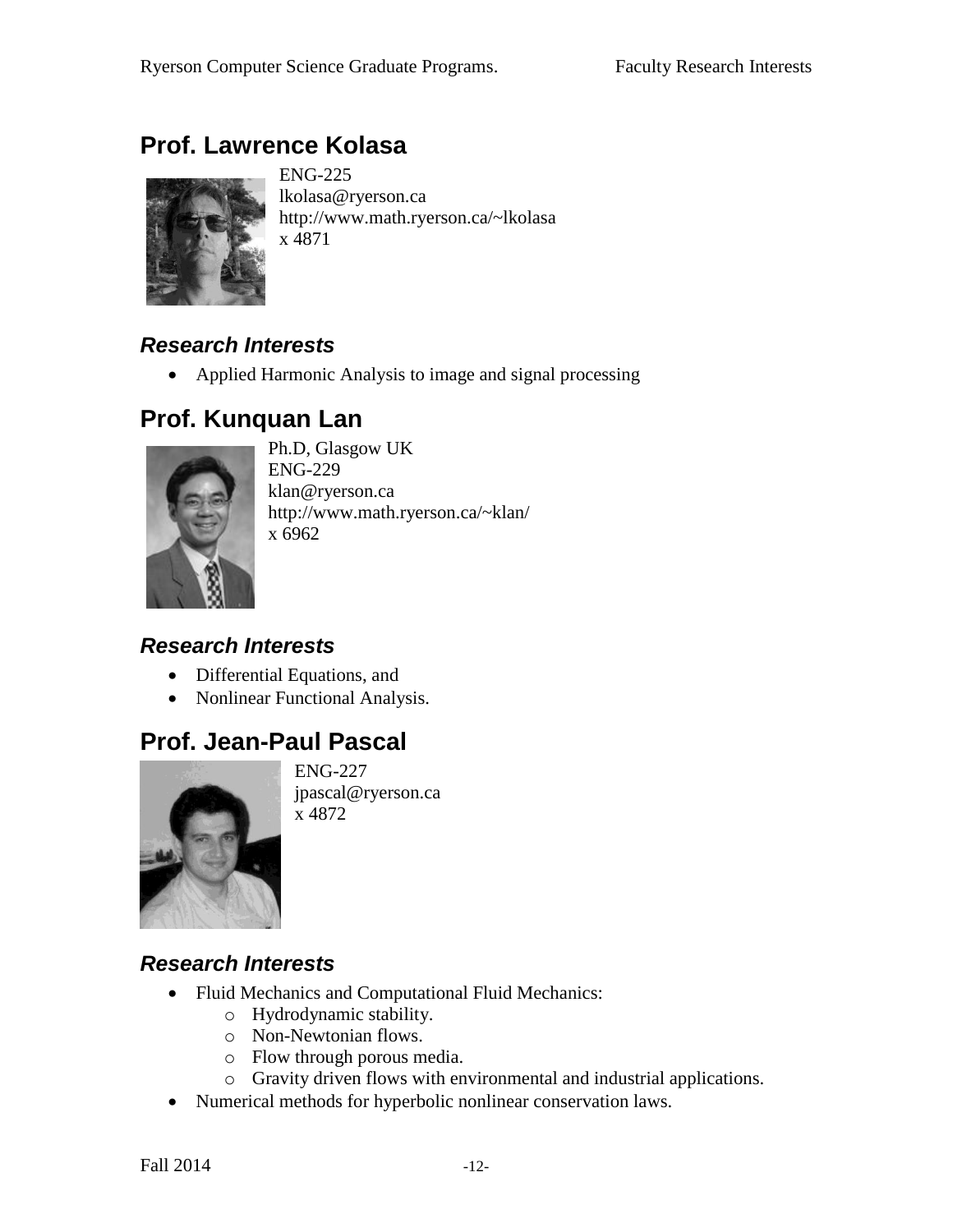## Prof. Lawrence Kolasa

ENG-225
lkolasa@ryerson.ca
http://www.math.ryerson.ca/~lkolasa
x 4871

### *Research Interests*

- Applied Harmonic Analysis to image and signal processing

## Prof. Kunquan Lan

Ph.D, Glasgow UK
ENG-229
klan@ryerson.ca
http://www.math.ryerson.ca/~klan/
x 6962

### *Research Interests*

- Differential Equations, and
- Nonlinear Functional Analysis.

## Prof. Jean-Paul Pascal

ENG-227
jpascal@ryerson.ca
x 4872

### *Research Interests*

- Fluid Mechanics and Computational Fluid Mechanics:
  - Hydrodynamic stability.
  - Non-Newtonian flows.
  - Flow through porous media.
  - Gravity driven flows with environmental and industrial applications.
- Numerical methods for hyperbolic nonlinear conservation laws.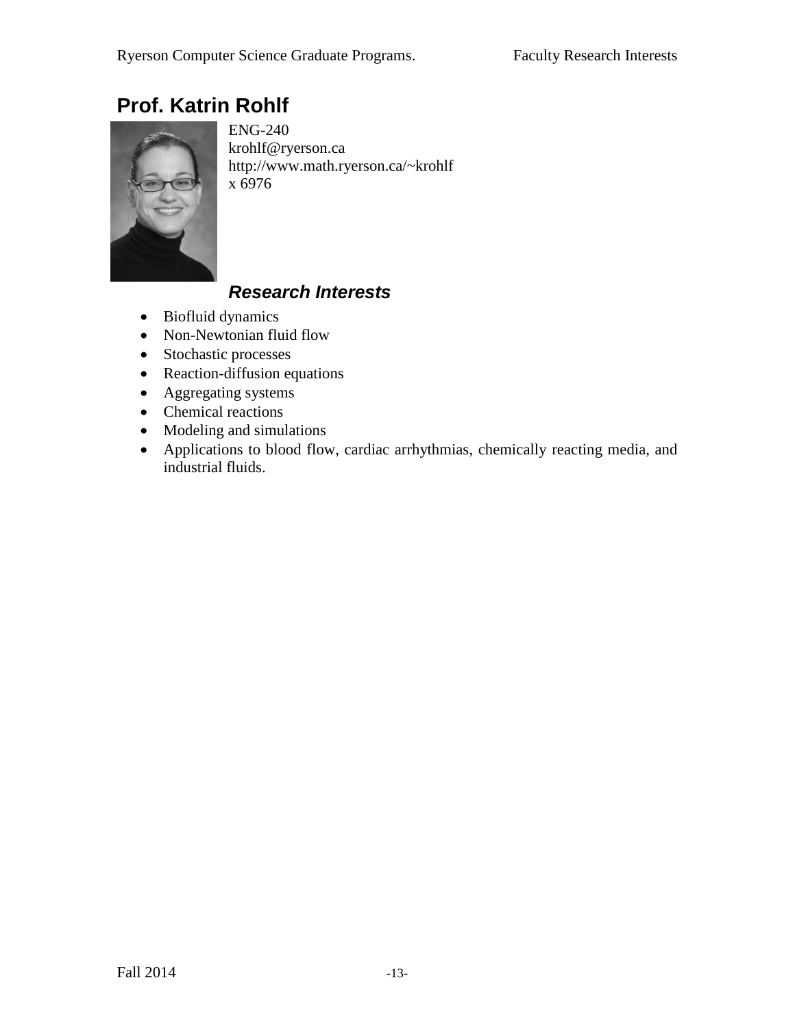## Prof. Katrin Rohlf

ENG-240
krohlf@ryerson.ca
http://www.math.ryerson.ca/~krohlf
x 6976

### *Research Interests*

- Biofluid dynamics
- Non-Newtonian fluid flow
- Stochastic processes
- Reaction-diffusion equations
- Aggregating systems
- Chemical reactions
- Modeling and simulations
- Applications to blood flow, cardiac arrhythmias, chemically reacting media, and industrial fluids.